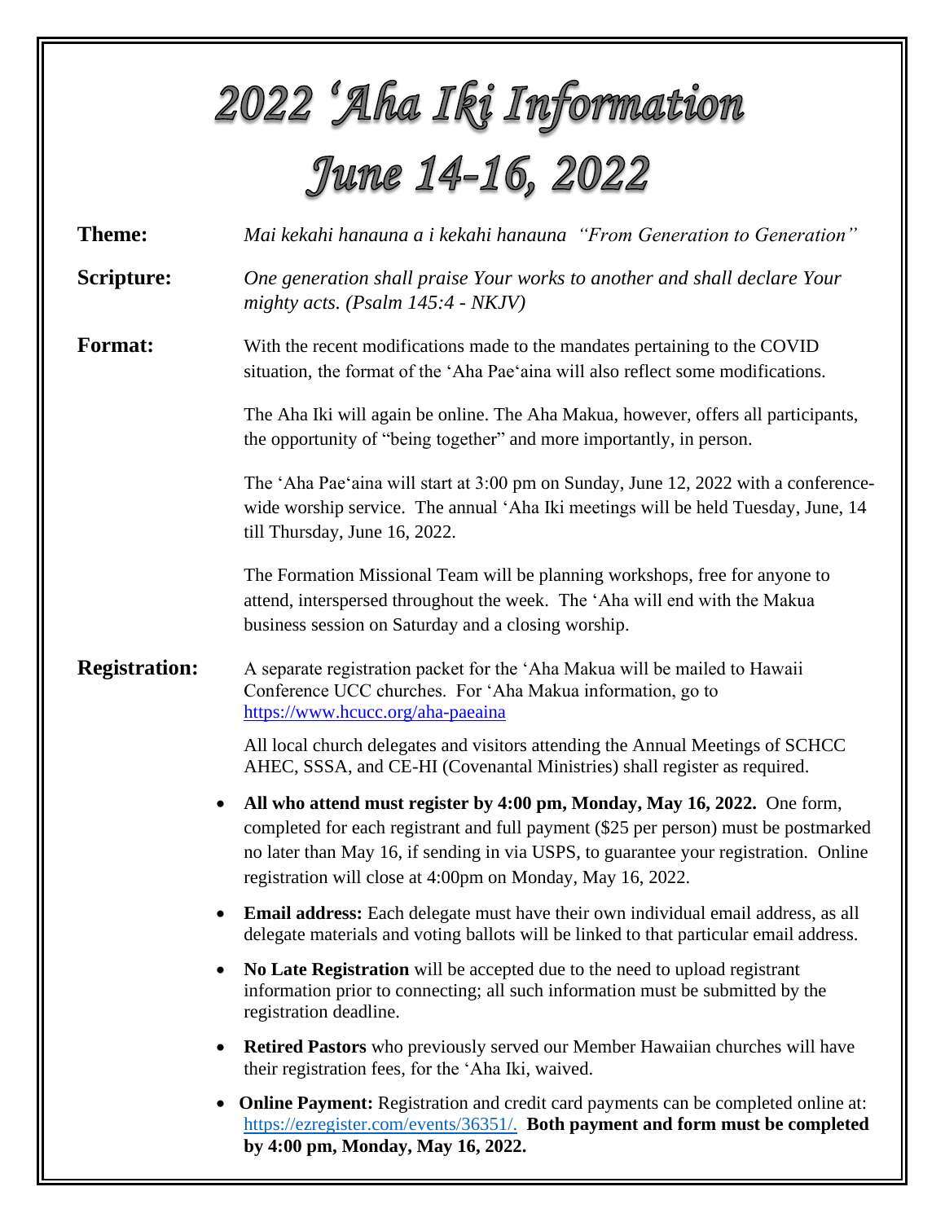# 2022 ʻAha Iki Information

# June 14-16, 2022

**Theme:** *Mai kekahi hanauna a i kekahi hanauna "From Generation to Generation"*

**Scripture:** *One generation shall praise Your works to another and shall declare Your mighty acts. (Psalm 145:4 - NKJV)*

**Format:** With the recent modifications made to the mandates pertaining to the COVID situation, the format of the ʻAha Paeʻaina will also reflect some modifications.

The Aha Iki will again be online. The Aha Makua, however, offers all participants, the opportunity of "being together" and more importantly, in person.

The ʻAha Paeʻaina will start at 3:00 pm on Sunday, June 12, 2022 with a conference-wide worship service. The annual ʻAha Iki meetings will be held Tuesday, June, 14 till Thursday, June 16, 2022.

The Formation Missional Team will be planning workshops, free for anyone to attend, interspersed throughout the week. The ʻAha will end with the Makua business session on Saturday and a closing worship.

**Registration:** A separate registration packet for the ʻAha Makua will be mailed to Hawaii Conference UCC churches. For ʻAha Makua information, go to https://www.hcucc.org/aha-paeaina

All local church delegates and visitors attending the Annual Meetings of SCHCC AHEC, SSSA, and CE-HI (Covenantal Ministries) shall register as required.

- **All who attend must register by 4:00 pm, Monday, May 16, 2022.** One form, completed for each registrant and full payment ($25 per person) must be postmarked no later than May 16, if sending in via USPS, to guarantee your registration. Online registration will close at 4:00pm on Monday, May 16, 2022.
- **Email address:** Each delegate must have their own individual email address, as all delegate materials and voting ballots will be linked to that particular email address.
- **No Late Registration** will be accepted due to the need to upload registrant information prior to connecting; all such information must be submitted by the registration deadline.
- **Retired Pastors** who previously served our Member Hawaiian churches will have their registration fees, for the ʻAha Iki, waived.
- **Online Payment:** Registration and credit card payments can be completed online at: https://ezregister.com/events/36351/. **Both payment and form must be completed by 4:00 pm, Monday, May 16, 2022.**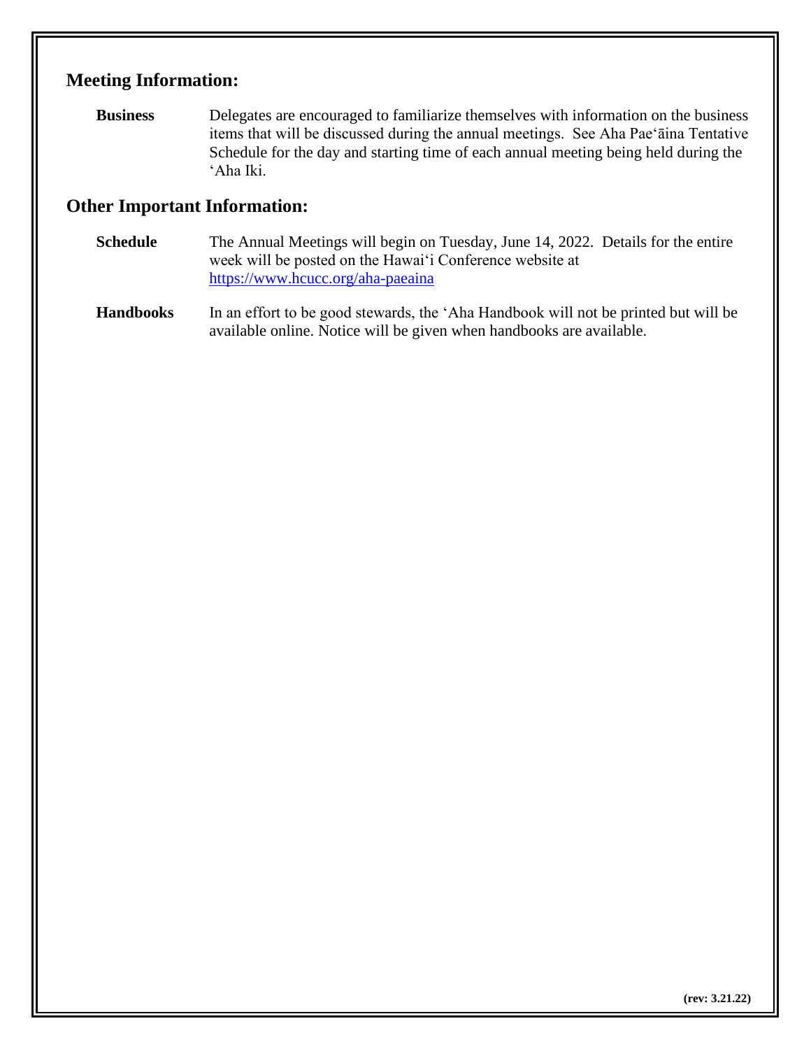## Meeting Information:

**Business** Delegates are encouraged to familiarize themselves with information on the business items that will be discussed during the annual meetings. See Aha Paeʻāina Tentative Schedule for the day and starting time of each annual meeting being held during the ʻAha Iki.

## Other Important Information:

**Schedule** The Annual Meetings will begin on Tuesday, June 14, 2022. Details for the entire week will be posted on the Hawaiʻi Conference website at [https://www.hcucc.org/aha-paeaina](https://www.hcucc.org/aha-paeaina)

**Handbooks** In an effort to be good stewards, the ʻAha Handbook will not be printed but will be available online. Notice will be given when handbooks are available.

**(rev: 3.21.22)**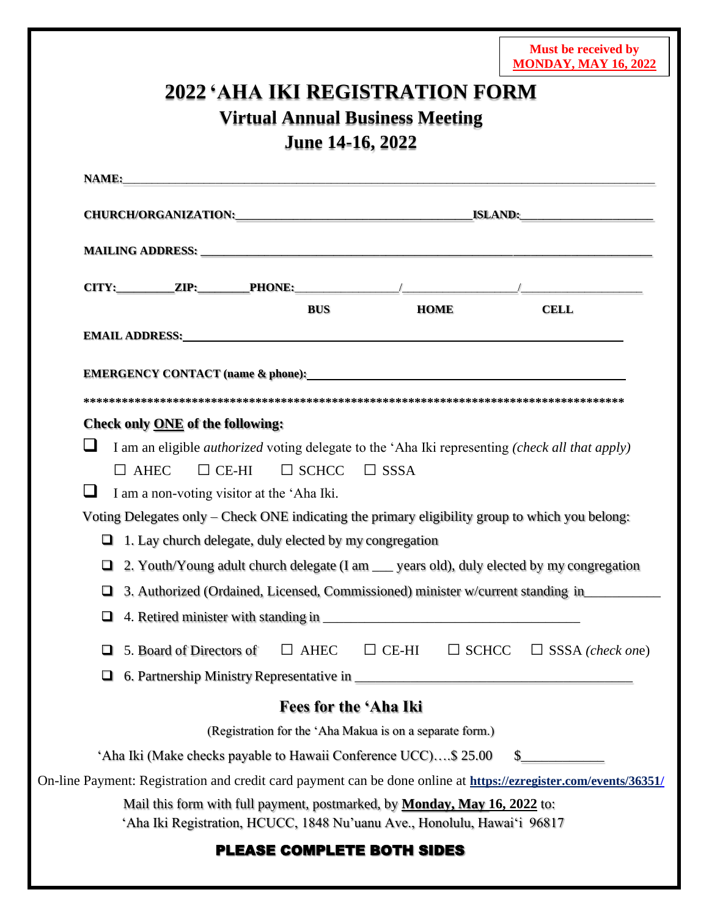**Must be received by**
**MONDAY, MAY 16, 2022**

# 2022 'AHA IKI REGISTRATION FORM

## Virtual Annual Business Meeting

## June 14-16, 2022

**NAME:**_______________________________________________________________________________

**CHURCH/ORGANIZATION:**_____________________________________**ISLAND:**_____________________

**MAILING ADDRESS:** ______________________________________________________________________

**CITY:**_________**ZIP:**________**PHONE:**________________/_________________/___________________

**BUS** **HOME** **CELL**

**EMAIL ADDRESS:**_______________________________________________________________________

**EMERGENCY CONTACT (name & phone):**________________________________________________

**************************************************************************************

**Check only ONE of the following:**

❑ I am an eligible *authorized* voting delegate to the 'Aha Iki representing *(check all that apply)*

☐ AHEC ☐ CE-HI ☐ SCHCC ☐ SSSA

❑ I am a non-voting visitor at the 'Aha Iki.

Voting Delegates only – Check ONE indicating the primary eligibility group to which you belong:

❑ 1. Lay church delegate, duly elected by my congregation

❑ 2. Youth/Young adult church delegate (I am ___ years old), duly elected by my congregation

❑ 3. Authorized (Ordained, Licensed, Commissioned) minister w/current standing in___________

❑ 4. Retired minister with standing in ___________________________________

❑ 5. Board of Directors of ☐ AHEC ☐ CE-HI ☐ SCHCC ☐ SSSA *(check one)*

❑ 6. Partnership Ministry Representative in _______________________________________

### Fees for the 'Aha Iki

(Registration for the 'Aha Makua is on a separate form.)

'Aha Iki (Make checks payable to Hawaii Conference UCC)….$ 25.00 $____________

On-line Payment: Registration and credit card payment can be done online at **https://ezregister.com/events/36351/**

Mail this form with full payment, postmarked, by **Monday, May 16, 2022** to:
'Aha Iki Registration, HCUCC, 1848 Nu'uanu Ave., Honolulu, Hawai'i 96817

**PLEASE COMPLETE BOTH SIDES**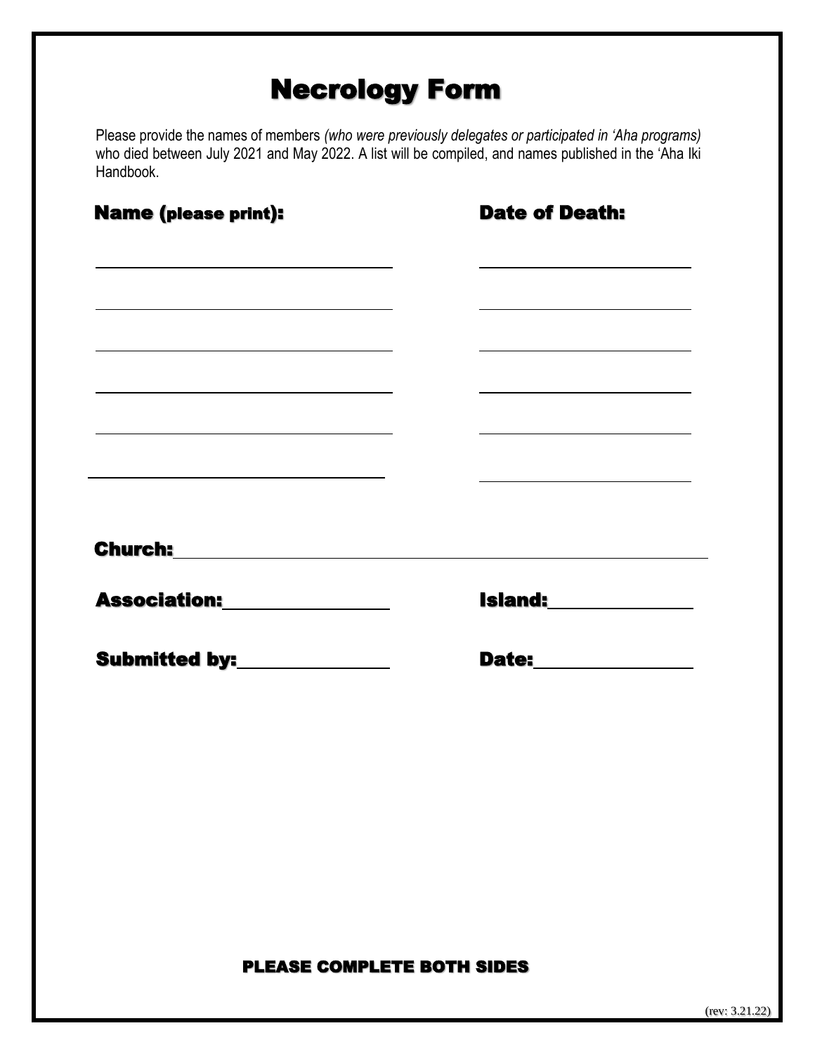# Necrology Form

Please provide the names of members *(who were previously delegates or participated in 'Aha programs)* who died between July 2021 and May 2022. A list will be compiled, and names published in the 'Aha Iki Handbook.

| Name (please print): | Date of Death: |
|---|---|
| ____________________ | ____________ |
| ____________________ | ____________ |
| ____________________ | ____________ |
| ____________________ | ____________ |
| ____________________ | ____________ |
| ____________________ | ____________ |

**Church:** ______________________________________

**Association:** ______________ **Island:** ______________

**Submitted by:** ______________ **Date:** ______________

**PLEASE COMPLETE BOTH SIDES**

(rev: 3.21.22)